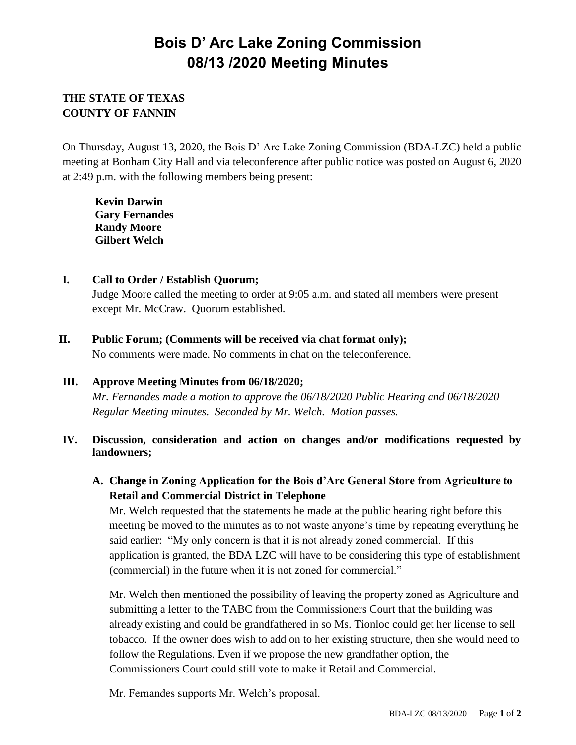# Bois D' Arc Lake Zoning Commission
# 08/13 /2020 Meeting Minutes

**THE STATE OF TEXAS**
**COUNTY OF FANNIN**

On Thursday, August 13, 2020, the Bois D' Arc Lake Zoning Commission (BDA-LZC) held a public meeting at Bonham City Hall and via teleconference after public notice was posted on August 6, 2020 at 2:49 p.m. with the following members being present:

**Kevin Darwin**
**Gary Fernandes**
**Randy Moore**
**Gilbert Welch**

## I. Call to Order / Establish Quorum;

Judge Moore called the meeting to order at 9:05 a.m. and stated all members were present except Mr. McCraw. Quorum established.

## II. Public Forum; (Comments will be received via chat format only);

No comments were made. No comments in chat on the teleconference.

## III. Approve Meeting Minutes from 06/18/2020;

*Mr. Fernandes made a motion to approve the 06/18/2020 Public Hearing and 06/18/2020 Regular Meeting minutes. Seconded by Mr. Welch. Motion passes.*

## IV. Discussion, consideration and action on changes and/or modifications requested by landowners;

### A. Change in Zoning Application for the Bois d'Arc General Store from Agriculture to Retail and Commercial District in Telephone

Mr. Welch requested that the statements he made at the public hearing right before this meeting be moved to the minutes as to not waste anyone's time by repeating everything he said earlier: "My only concern is that it is not already zoned commercial. If this application is granted, the BDA LZC will have to be considering this type of establishment (commercial) in the future when it is not zoned for commercial."

Mr. Welch then mentioned the possibility of leaving the property zoned as Agriculture and submitting a letter to the TABC from the Commissioners Court that the building was already existing and could be grandfathered in so Ms. Tionloc could get her license to sell tobacco. If the owner does wish to add on to her existing structure, then she would need to follow the Regulations. Even if we propose the new grandfather option, the Commissioners Court could still vote to make it Retail and Commercial.

Mr. Fernandes supports Mr. Welch's proposal.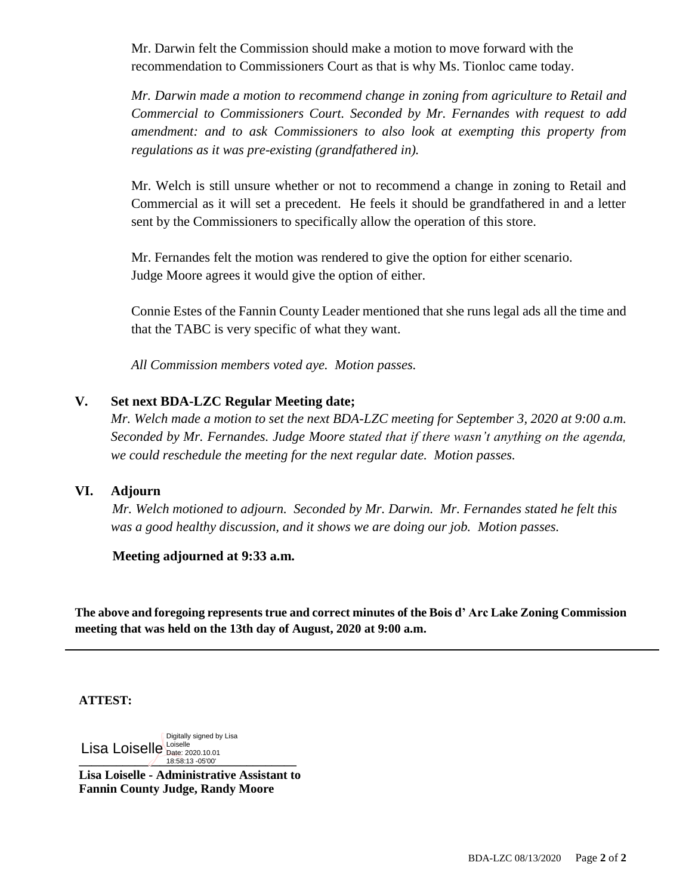Mr. Darwin felt the Commission should make a motion to move forward with the recommendation to Commissioners Court as that is why Ms. Tionloc came today.

*Mr. Darwin made a motion to recommend change in zoning from agriculture to Retail and Commercial to Commissioners Court. Seconded by Mr. Fernandes with request to add amendment: and to ask Commissioners to also look at exempting this property from regulations as it was pre-existing (grandfathered in).*

Mr. Welch is still unsure whether or not to recommend a change in zoning to Retail and Commercial as it will set a precedent. He feels it should be grandfathered in and a letter sent by the Commissioners to specifically allow the operation of this store.

Mr. Fernandes felt the motion was rendered to give the option for either scenario. Judge Moore agrees it would give the option of either.

Connie Estes of the Fannin County Leader mentioned that she runs legal ads all the time and that the TABC is very specific of what they want.

*All Commission members voted aye. Motion passes.*

## V. Set next BDA-LZC Regular Meeting date;

*Mr. Welch made a motion to set the next BDA-LZC meeting for September 3, 2020 at 9:00 a.m. Seconded by Mr. Fernandes. Judge Moore stated that if there wasn't anything on the agenda, we could reschedule the meeting for the next regular date. Motion passes.*

## VI. Adjourn

*Mr. Welch motioned to adjourn. Seconded by Mr. Darwin. Mr. Fernandes stated he felt this was a good healthy discussion, and it shows we are doing our job. Motion passes.*

**Meeting adjourned at 9:33 a.m.**

**The above and foregoing represents true and correct minutes of the Bois d' Arc Lake Zoning Commission meeting that was held on the 13th day of August, 2020 at 9:00 a.m.**

---

**ATTEST:**

Lisa Loiselle Digitally signed by Lisa Loiselle Date: 2020.10.01 18:58:13 -05'00'

**Lisa Loiselle - Administrative Assistant to Fannin County Judge, Randy Moore**